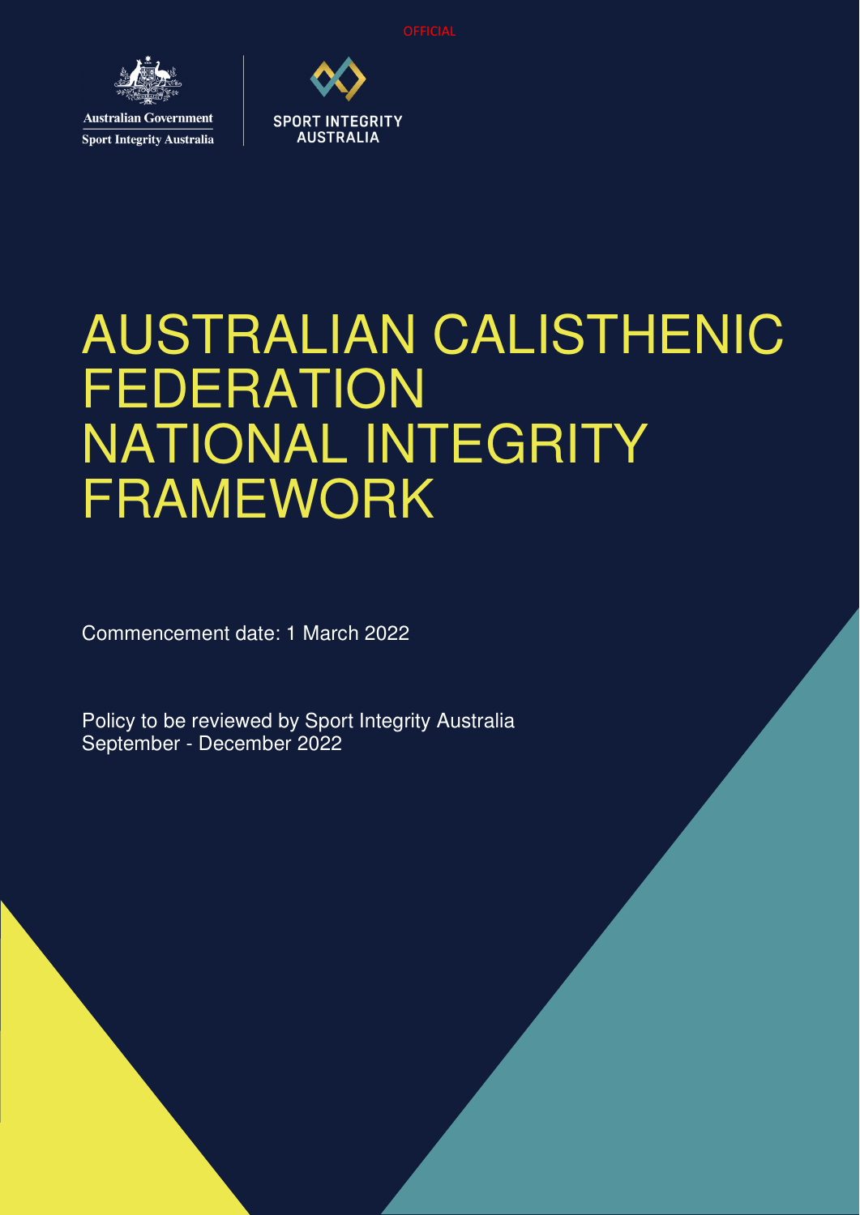OFFICIAL

Australian Government
Sport Integrity Australia

SPORT INTEGRITY AUSTRALIA

# AUSTRALIAN CALISTHENIC FEDERATION NATIONAL INTEGRITY FRAMEWORK

Commencement date: 1 March 2022

Policy to be reviewed by Sport Integrity Australia
September - December 2022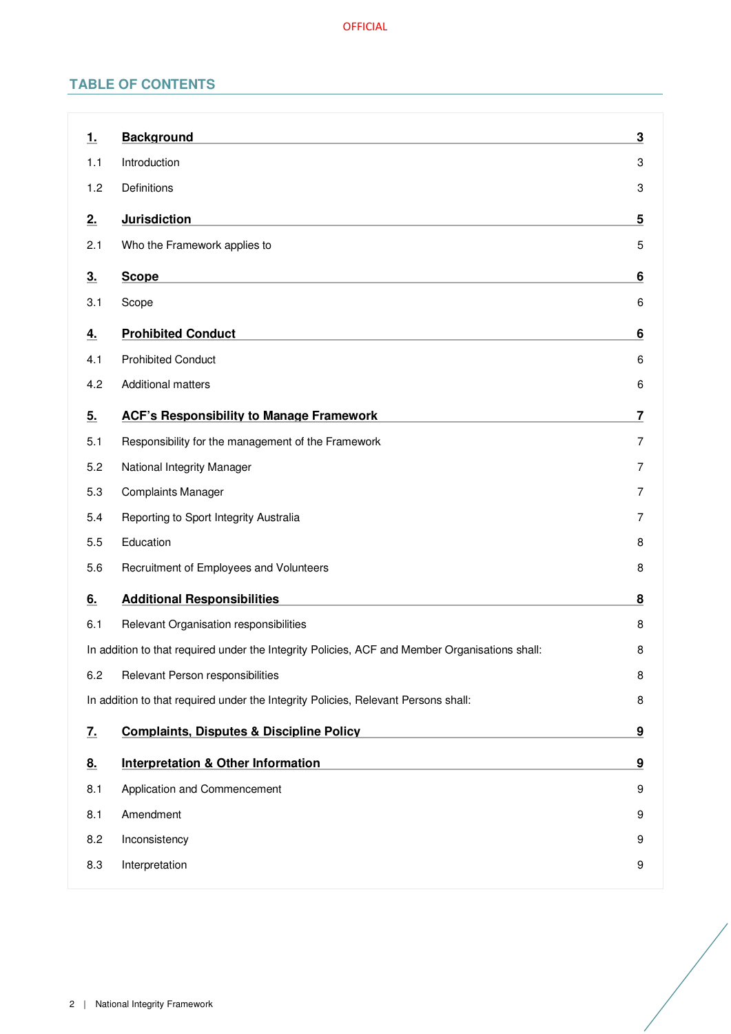## TABLE OF CONTENTS

| | | |
|---|---|---|
| **1.** | **Background** | **3** |
| 1.1 | Introduction | 3 |
| 1.2 | Definitions | 3 |
| **2.** | **Jurisdiction** | **5** |
| 2.1 | Who the Framework applies to | 5 |
| **3.** | **Scope** | **6** |
| 3.1 | Scope | 6 |
| **4.** | **Prohibited Conduct** | **6** |
| 4.1 | Prohibited Conduct | 6 |
| 4.2 | Additional matters | 6 |
| **5.** | **ACF's Responsibility to Manage Framework** | **7** |
| 5.1 | Responsibility for the management of the Framework | 7 |
| 5.2 | National Integrity Manager | 7 |
| 5.3 | Complaints Manager | 7 |
| 5.4 | Reporting to Sport Integrity Australia | 7 |
| 5.5 | Education | 8 |
| 5.6 | Recruitment of Employees and Volunteers | 8 |
| **6.** | **Additional Responsibilities** | **8** |
| 6.1 | Relevant Organisation responsibilities | 8 |
| | In addition to that required under the Integrity Policies, ACF and Member Organisations shall: | 8 |
| 6.2 | Relevant Person responsibilities | 8 |
| | In addition to that required under the Integrity Policies, Relevant Persons shall: | 8 |
| **7.** | **Complaints, Disputes & Discipline Policy** | **9** |
| **8.** | **Interpretation & Other Information** | **9** |
| 8.1 | Application and Commencement | 9 |
| 8.1 | Amendment | 9 |
| 8.2 | Inconsistency | 9 |
| 8.3 | Interpretation | 9 |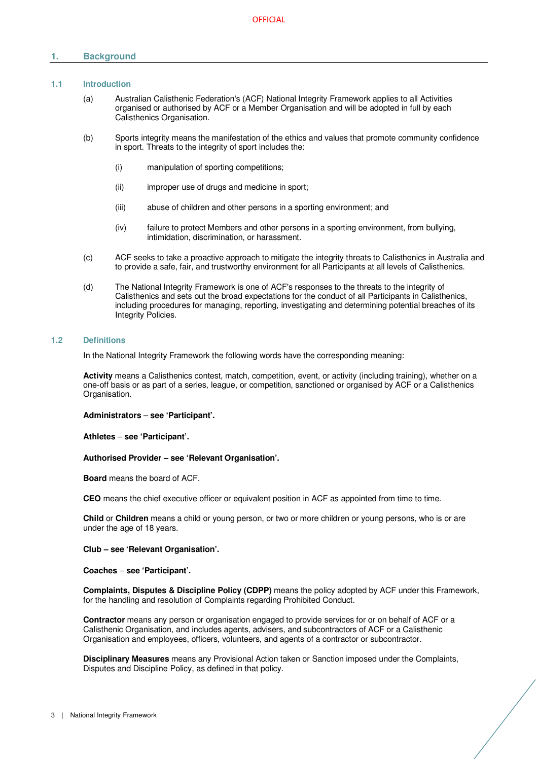# 1. Background

## 1.1 Introduction

(a) Australian Calisthenic Federation's (ACF) National Integrity Framework applies to all Activities organised or authorised by ACF or a Member Organisation and will be adopted in full by each Calisthenics Organisation.

(b) Sports integrity means the manifestation of the ethics and values that promote community confidence in sport. Threats to the integrity of sport includes the:

(i) manipulation of sporting competitions;

(ii) improper use of drugs and medicine in sport;

(iii) abuse of children and other persons in a sporting environment; and

(iv) failure to protect Members and other persons in a sporting environment, from bullying, intimidation, discrimination, or harassment.

(c) ACF seeks to take a proactive approach to mitigate the integrity threats to Calisthenics in Australia and to provide a safe, fair, and trustworthy environment for all Participants at all levels of Calisthenics.

(d) The National Integrity Framework is one of ACF's responses to the threats to the integrity of Calisthenics and sets out the broad expectations for the conduct of all Participants in Calisthenics, including procedures for managing, reporting, investigating and determining potential breaches of its Integrity Policies.

## 1.2 Definitions

In the National Integrity Framework the following words have the corresponding meaning:

**Activity** means a Calisthenics contest, match, competition, event, or activity (including training), whether on a one-off basis or as part of a series, league, or competition, sanctioned or organised by ACF or a Calisthenics Organisation.

**Administrators – see 'Participant'.**

**Athletes – see 'Participant'.**

**Authorised Provider – see 'Relevant Organisation'.**

**Board** means the board of ACF.

**CEO** means the chief executive officer or equivalent position in ACF as appointed from time to time.

**Child** or **Children** means a child or young person, or two or more children or young persons, who is or are under the age of 18 years.

**Club – see 'Relevant Organisation'.**

**Coaches – see 'Participant'.**

**Complaints, Disputes & Discipline Policy (CDPP)** means the policy adopted by ACF under this Framework, for the handling and resolution of Complaints regarding Prohibited Conduct.

**Contractor** means any person or organisation engaged to provide services for or on behalf of ACF or a Calisthenic Organisation, and includes agents, advisers, and subcontractors of ACF or a Calisthenic Organisation and employees, officers, volunteers, and agents of a contractor or subcontractor.

**Disciplinary Measures** means any Provisional Action taken or Sanction imposed under the Complaints, Disputes and Discipline Policy, as defined in that policy.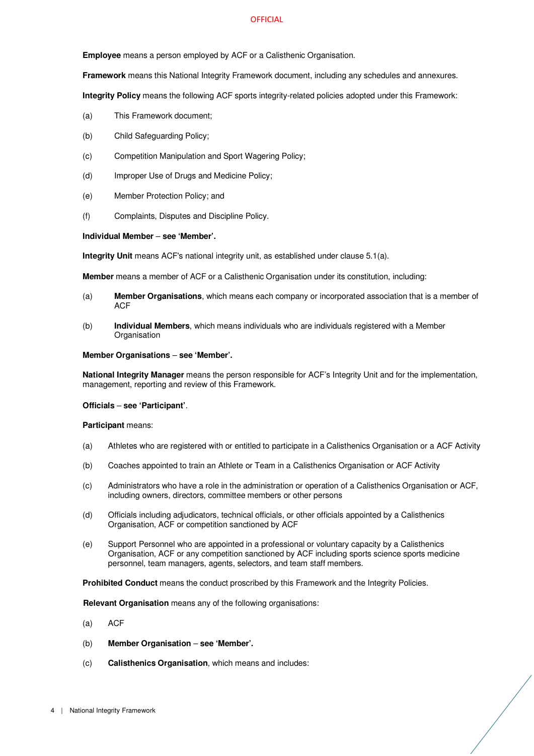**Employee** means a person employed by ACF or a Calisthenic Organisation.

**Framework** means this National Integrity Framework document, including any schedules and annexures.

**Integrity Policy** means the following ACF sports integrity-related policies adopted under this Framework:

(a) This Framework document;

(b) Child Safeguarding Policy;

(c) Competition Manipulation and Sport Wagering Policy;

(d) Improper Use of Drugs and Medicine Policy;

(e) Member Protection Policy; and

(f) Complaints, Disputes and Discipline Policy.

**Individual Member – see 'Member'.**

**Integrity Unit** means ACF's national integrity unit, as established under clause 5.1(a).

**Member** means a member of ACF or a Calisthenic Organisation under its constitution, including:

(a) **Member Organisations**, which means each company or incorporated association that is a member of ACF

(b) **Individual Members**, which means individuals who are individuals registered with a Member Organisation

**Member Organisations – see 'Member'.**

**National Integrity Manager** means the person responsible for ACF's Integrity Unit and for the implementation, management, reporting and review of this Framework.

**Officials – see 'Participant'**.

**Participant** means:

(a) Athletes who are registered with or entitled to participate in a Calisthenics Organisation or a ACF Activity

(b) Coaches appointed to train an Athlete or Team in a Calisthenics Organisation or ACF Activity

(c) Administrators who have a role in the administration or operation of a Calisthenics Organisation or ACF, including owners, directors, committee members or other persons

(d) Officials including adjudicators, technical officials, or other officials appointed by a Calisthenics Organisation, ACF or competition sanctioned by ACF

(e) Support Personnel who are appointed in a professional or voluntary capacity by a Calisthenics Organisation, ACF or any competition sanctioned by ACF including sports science sports medicine personnel, team managers, agents, selectors, and team staff members.

**Prohibited Conduct** means the conduct proscribed by this Framework and the Integrity Policies.

**Relevant Organisation** means any of the following organisations:

(a) ACF

(b) **Member Organisation – see 'Member'.**

(c) **Calisthenics Organisation**, which means and includes: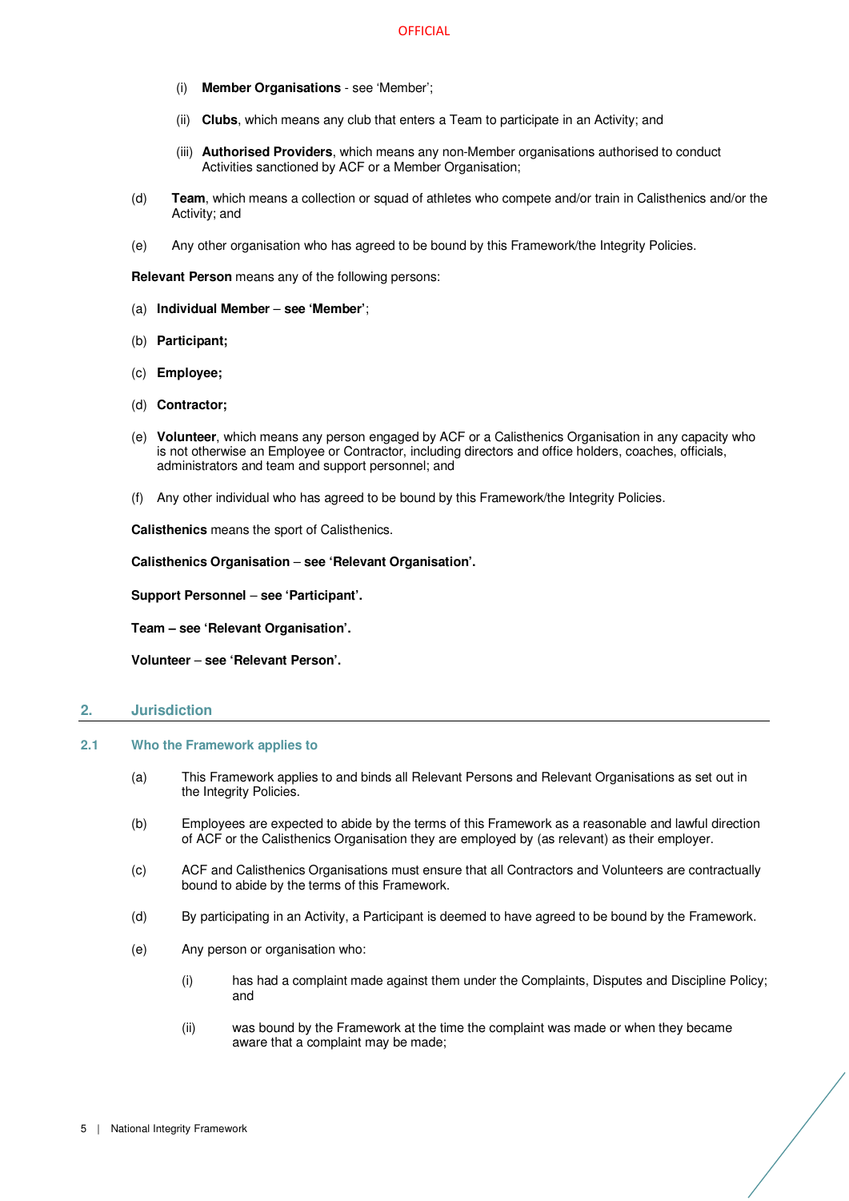(i) **Member Organisations** - see 'Member';

(ii) **Clubs**, which means any club that enters a Team to participate in an Activity; and

(iii) **Authorised Providers**, which means any non-Member organisations authorised to conduct Activities sanctioned by ACF or a Member Organisation;

(d) **Team**, which means a collection or squad of athletes who compete and/or train in Calisthenics and/or the Activity; and

(e) Any other organisation who has agreed to be bound by this Framework/the Integrity Policies.

**Relevant Person** means any of the following persons:

(a) **Individual Member – see 'Member'**;

(b) **Participant;**

(c) **Employee;**

(d) **Contractor;**

(e) **Volunteer**, which means any person engaged by ACF or a Calisthenics Organisation in any capacity who is not otherwise an Employee or Contractor, including directors and office holders, coaches, officials, administrators and team and support personnel; and

(f) Any other individual who has agreed to be bound by this Framework/the Integrity Policies.

**Calisthenics** means the sport of Calisthenics.

**Calisthenics Organisation – see 'Relevant Organisation'.**

**Support Personnel – see 'Participant'.**

**Team – see 'Relevant Organisation'.**

**Volunteer – see 'Relevant Person'.**

## 2. Jurisdiction

### 2.1 Who the Framework applies to

(a) This Framework applies to and binds all Relevant Persons and Relevant Organisations as set out in the Integrity Policies.

(b) Employees are expected to abide by the terms of this Framework as a reasonable and lawful direction of ACF or the Calisthenics Organisation they are employed by (as relevant) as their employer.

(c) ACF and Calisthenics Organisations must ensure that all Contractors and Volunteers are contractually bound to abide by the terms of this Framework.

(d) By participating in an Activity, a Participant is deemed to have agreed to be bound by the Framework.

(e) Any person or organisation who:

(i) has had a complaint made against them under the Complaints, Disputes and Discipline Policy; and

(ii) was bound by the Framework at the time the complaint was made or when they became aware that a complaint may be made;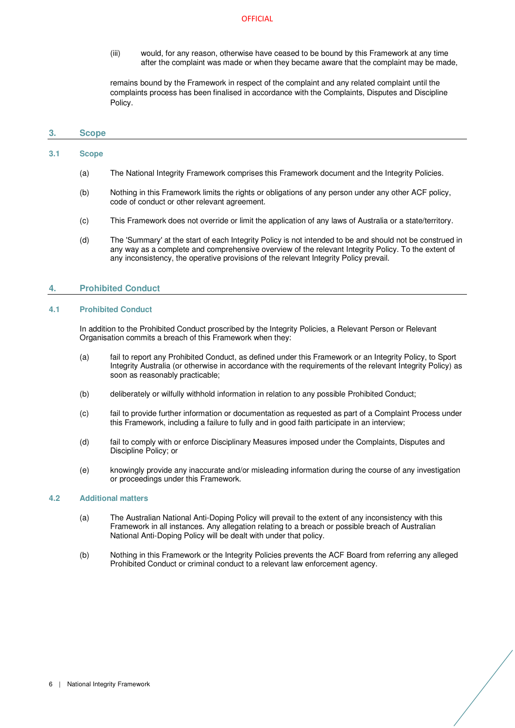(iii) would, for any reason, otherwise have ceased to be bound by this Framework at any time after the complaint was made or when they became aware that the complaint may be made,

remains bound by the Framework in respect of the complaint and any related complaint until the complaints process has been finalised in accordance with the Complaints, Disputes and Discipline Policy.

## 3. Scope

### 3.1 Scope

(a) The National Integrity Framework comprises this Framework document and the Integrity Policies.

(b) Nothing in this Framework limits the rights or obligations of any person under any other ACF policy, code of conduct or other relevant agreement.

(c) This Framework does not override or limit the application of any laws of Australia or a state/territory.

(d) The 'Summary' at the start of each Integrity Policy is not intended to be and should not be construed in any way as a complete and comprehensive overview of the relevant Integrity Policy. To the extent of any inconsistency, the operative provisions of the relevant Integrity Policy prevail.

## 4. Prohibited Conduct

### 4.1 Prohibited Conduct

In addition to the Prohibited Conduct proscribed by the Integrity Policies, a Relevant Person or Relevant Organisation commits a breach of this Framework when they:

(a) fail to report any Prohibited Conduct, as defined under this Framework or an Integrity Policy, to Sport Integrity Australia (or otherwise in accordance with the requirements of the relevant Integrity Policy) as soon as reasonably practicable;

(b) deliberately or wilfully withhold information in relation to any possible Prohibited Conduct;

(c) fail to provide further information or documentation as requested as part of a Complaint Process under this Framework, including a failure to fully and in good faith participate in an interview;

(d) fail to comply with or enforce Disciplinary Measures imposed under the Complaints, Disputes and Discipline Policy; or

(e) knowingly provide any inaccurate and/or misleading information during the course of any investigation or proceedings under this Framework.

### 4.2 Additional matters

(a) The Australian National Anti-Doping Policy will prevail to the extent of any inconsistency with this Framework in all instances. Any allegation relating to a breach or possible breach of Australian National Anti-Doping Policy will be dealt with under that policy.

(b) Nothing in this Framework or the Integrity Policies prevents the ACF Board from referring any alleged Prohibited Conduct or criminal conduct to a relevant law enforcement agency.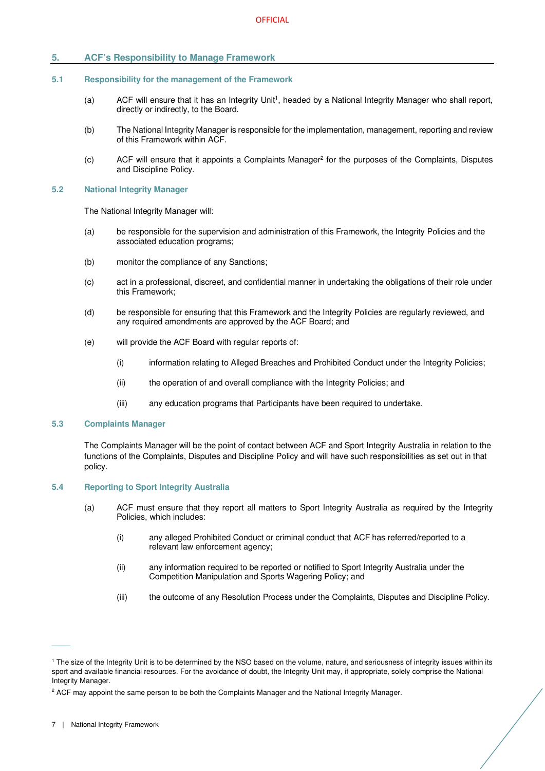## 5. ACF's Responsibility to Manage Framework

### 5.1 Responsibility for the management of the Framework

(a) ACF will ensure that it has an Integrity Unit[1], headed by a National Integrity Manager who shall report, directly or indirectly, to the Board.

(b) The National Integrity Manager is responsible for the implementation, management, reporting and review of this Framework within ACF.

(c) ACF will ensure that it appoints a Complaints Manager[2] for the purposes of the Complaints, Disputes and Discipline Policy.

### 5.2 National Integrity Manager

The National Integrity Manager will:

(a) be responsible for the supervision and administration of this Framework, the Integrity Policies and the associated education programs;

(b) monitor the compliance of any Sanctions;

(c) act in a professional, discreet, and confidential manner in undertaking the obligations of their role under this Framework;

(d) be responsible for ensuring that this Framework and the Integrity Policies are regularly reviewed, and any required amendments are approved by the ACF Board; and

(e) will provide the ACF Board with regular reports of:

  (i) information relating to Alleged Breaches and Prohibited Conduct under the Integrity Policies;

  (ii) the operation of and overall compliance with the Integrity Policies; and

  (iii) any education programs that Participants have been required to undertake.

### 5.3 Complaints Manager

The Complaints Manager will be the point of contact between ACF and Sport Integrity Australia in relation to the functions of the Complaints, Disputes and Discipline Policy and will have such responsibilities as set out in that policy.

### 5.4 Reporting to Sport Integrity Australia

(a) ACF must ensure that they report all matters to Sport Integrity Australia as required by the Integrity Policies, which includes:

  (i) any alleged Prohibited Conduct or criminal conduct that ACF has referred/reported to a relevant law enforcement agency;

  (ii) any information required to be reported or notified to Sport Integrity Australia under the Competition Manipulation and Sports Wagering Policy; and

  (iii) the outcome of any Resolution Process under the Complaints, Disputes and Discipline Policy.

---

[1] The size of the Integrity Unit is to be determined by the NSO based on the volume, nature, and seriousness of integrity issues within its sport and available financial resources. For the avoidance of doubt, the Integrity Unit may, if appropriate, solely comprise the National Integrity Manager.

[2] ACF may appoint the same person to be both the Complaints Manager and the National Integrity Manager.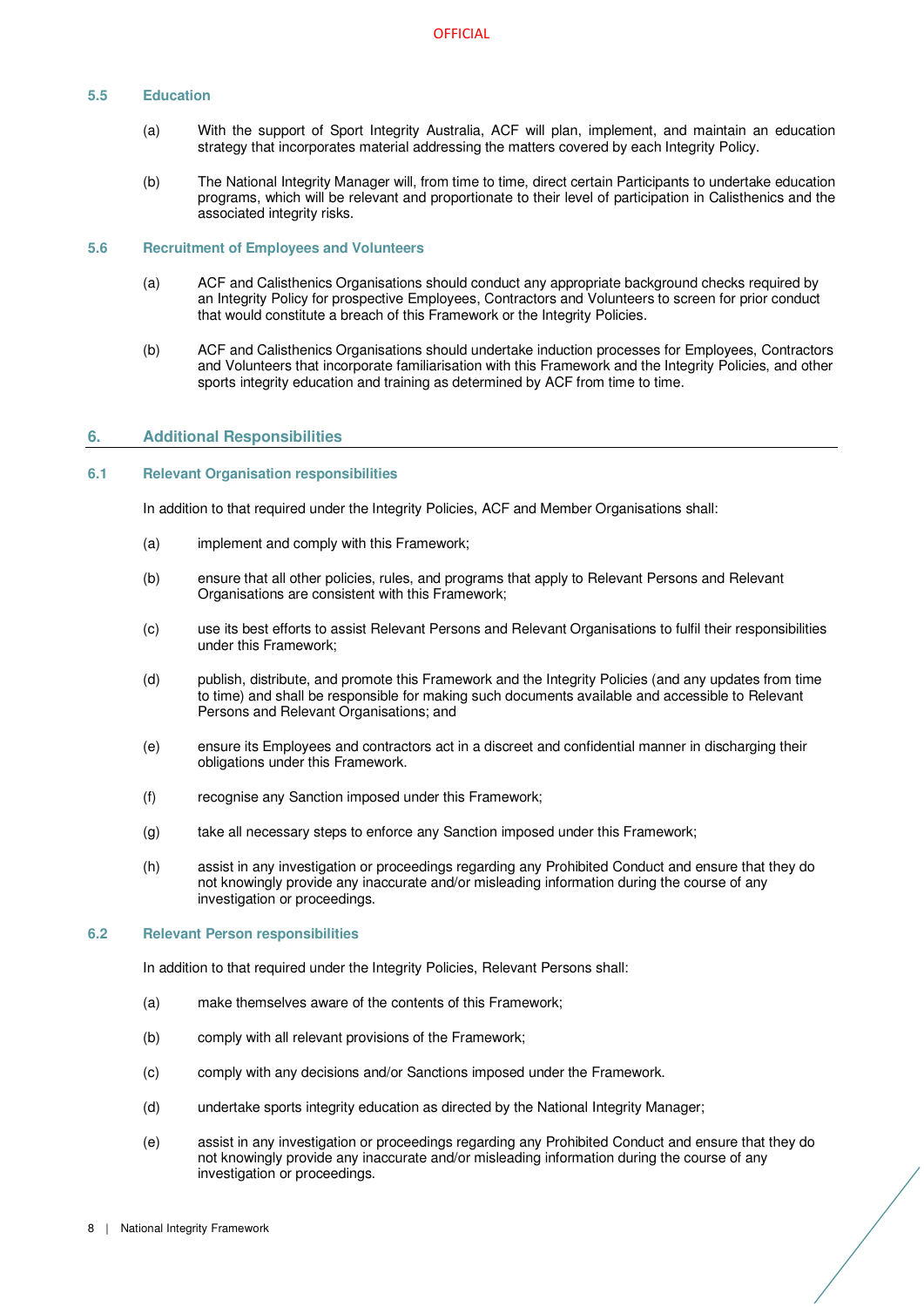### 5.5 Education

(a) With the support of Sport Integrity Australia, ACF will plan, implement, and maintain an education strategy that incorporates material addressing the matters covered by each Integrity Policy.

(b) The National Integrity Manager will, from time to time, direct certain Participants to undertake education programs, which will be relevant and proportionate to their level of participation in Calisthenics and the associated integrity risks.

### 5.6 Recruitment of Employees and Volunteers

(a) ACF and Calisthenics Organisations should conduct any appropriate background checks required by an Integrity Policy for prospective Employees, Contractors and Volunteers to screen for prior conduct that would constitute a breach of this Framework or the Integrity Policies.

(b) ACF and Calisthenics Organisations should undertake induction processes for Employees, Contractors and Volunteers that incorporate familiarisation with this Framework and the Integrity Policies, and other sports integrity education and training as determined by ACF from time to time.

## 6. Additional Responsibilities

### 6.1 Relevant Organisation responsibilities

In addition to that required under the Integrity Policies, ACF and Member Organisations shall:

(a) implement and comply with this Framework;

(b) ensure that all other policies, rules, and programs that apply to Relevant Persons and Relevant Organisations are consistent with this Framework;

(c) use its best efforts to assist Relevant Persons and Relevant Organisations to fulfil their responsibilities under this Framework;

(d) publish, distribute, and promote this Framework and the Integrity Policies (and any updates from time to time) and shall be responsible for making such documents available and accessible to Relevant Persons and Relevant Organisations; and

(e) ensure its Employees and contractors act in a discreet and confidential manner in discharging their obligations under this Framework.

(f) recognise any Sanction imposed under this Framework;

(g) take all necessary steps to enforce any Sanction imposed under this Framework;

(h) assist in any investigation or proceedings regarding any Prohibited Conduct and ensure that they do not knowingly provide any inaccurate and/or misleading information during the course of any investigation or proceedings.

### 6.2 Relevant Person responsibilities

In addition to that required under the Integrity Policies, Relevant Persons shall:

(a) make themselves aware of the contents of this Framework;

(b) comply with all relevant provisions of the Framework;

(c) comply with any decisions and/or Sanctions imposed under the Framework.

(d) undertake sports integrity education as directed by the National Integrity Manager;

(e) assist in any investigation or proceedings regarding any Prohibited Conduct and ensure that they do not knowingly provide any inaccurate and/or misleading information during the course of any investigation or proceedings.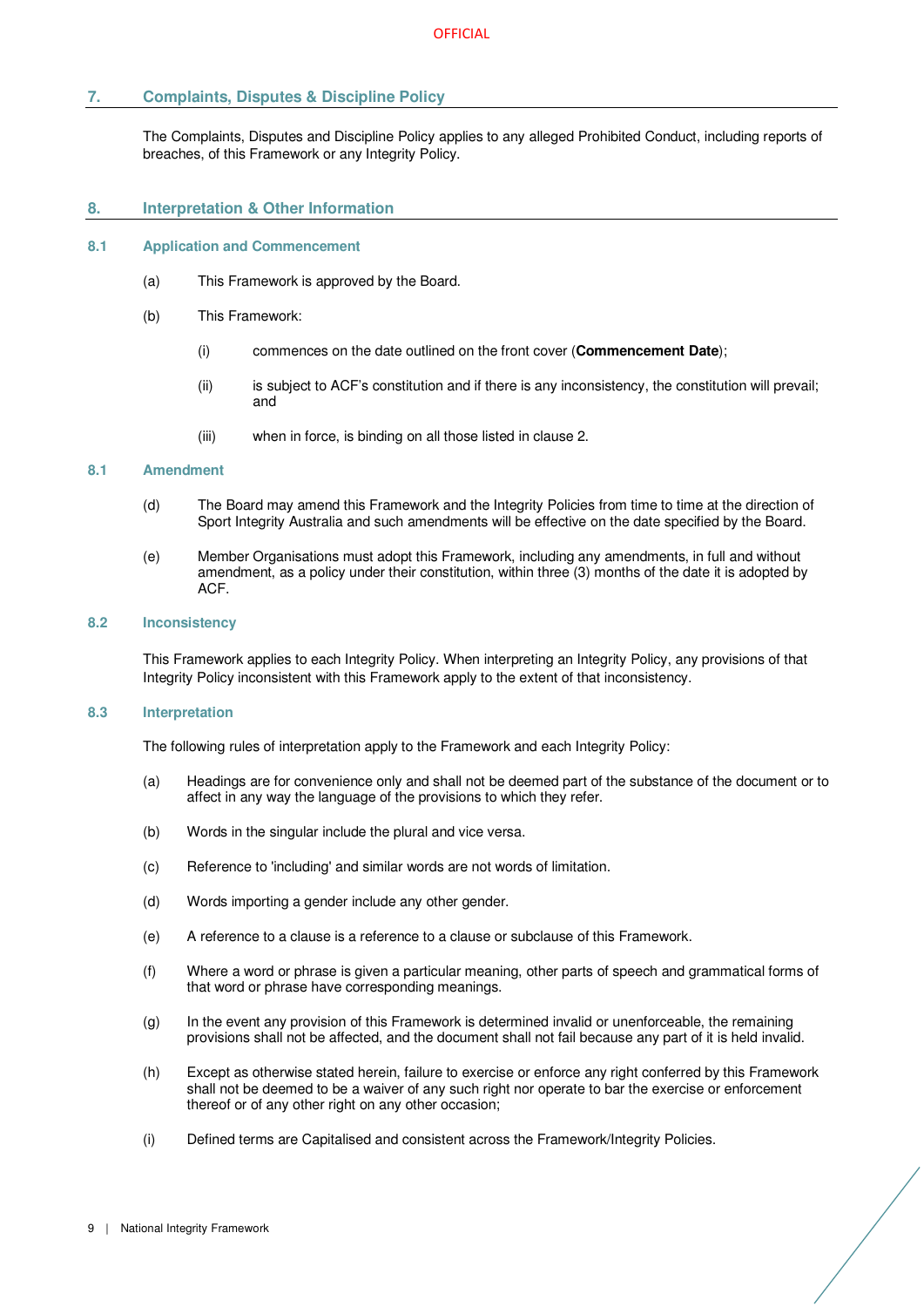## 7. Complaints, Disputes & Discipline Policy

The Complaints, Disputes and Discipline Policy applies to any alleged Prohibited Conduct, including reports of breaches, of this Framework or any Integrity Policy.

## 8. Interpretation & Other Information

### 8.1 Application and Commencement

(a) This Framework is approved by the Board.

(b) This Framework:

(i) commences on the date outlined on the front cover (**Commencement Date**);

(ii) is subject to ACF's constitution and if there is any inconsistency, the constitution will prevail; and

(iii) when in force, is binding on all those listed in clause 2.

### 8.1 Amendment

(d) The Board may amend this Framework and the Integrity Policies from time to time at the direction of Sport Integrity Australia and such amendments will be effective on the date specified by the Board.

(e) Member Organisations must adopt this Framework, including any amendments, in full and without amendment, as a policy under their constitution, within three (3) months of the date it is adopted by ACF.

### 8.2 Inconsistency

This Framework applies to each Integrity Policy. When interpreting an Integrity Policy, any provisions of that Integrity Policy inconsistent with this Framework apply to the extent of that inconsistency.

### 8.3 Interpretation

The following rules of interpretation apply to the Framework and each Integrity Policy:

(a) Headings are for convenience only and shall not be deemed part of the substance of the document or to affect in any way the language of the provisions to which they refer.

(b) Words in the singular include the plural and vice versa.

(c) Reference to 'including' and similar words are not words of limitation.

(d) Words importing a gender include any other gender.

(e) A reference to a clause is a reference to a clause or subclause of this Framework.

(f) Where a word or phrase is given a particular meaning, other parts of speech and grammatical forms of that word or phrase have corresponding meanings.

(g) In the event any provision of this Framework is determined invalid or unenforceable, the remaining provisions shall not be affected, and the document shall not fail because any part of it is held invalid.

(h) Except as otherwise stated herein, failure to exercise or enforce any right conferred by this Framework shall not be deemed to be a waiver of any such right nor operate to bar the exercise or enforcement thereof or of any other right on any other occasion;

(i) Defined terms are Capitalised and consistent across the Framework/Integrity Policies.